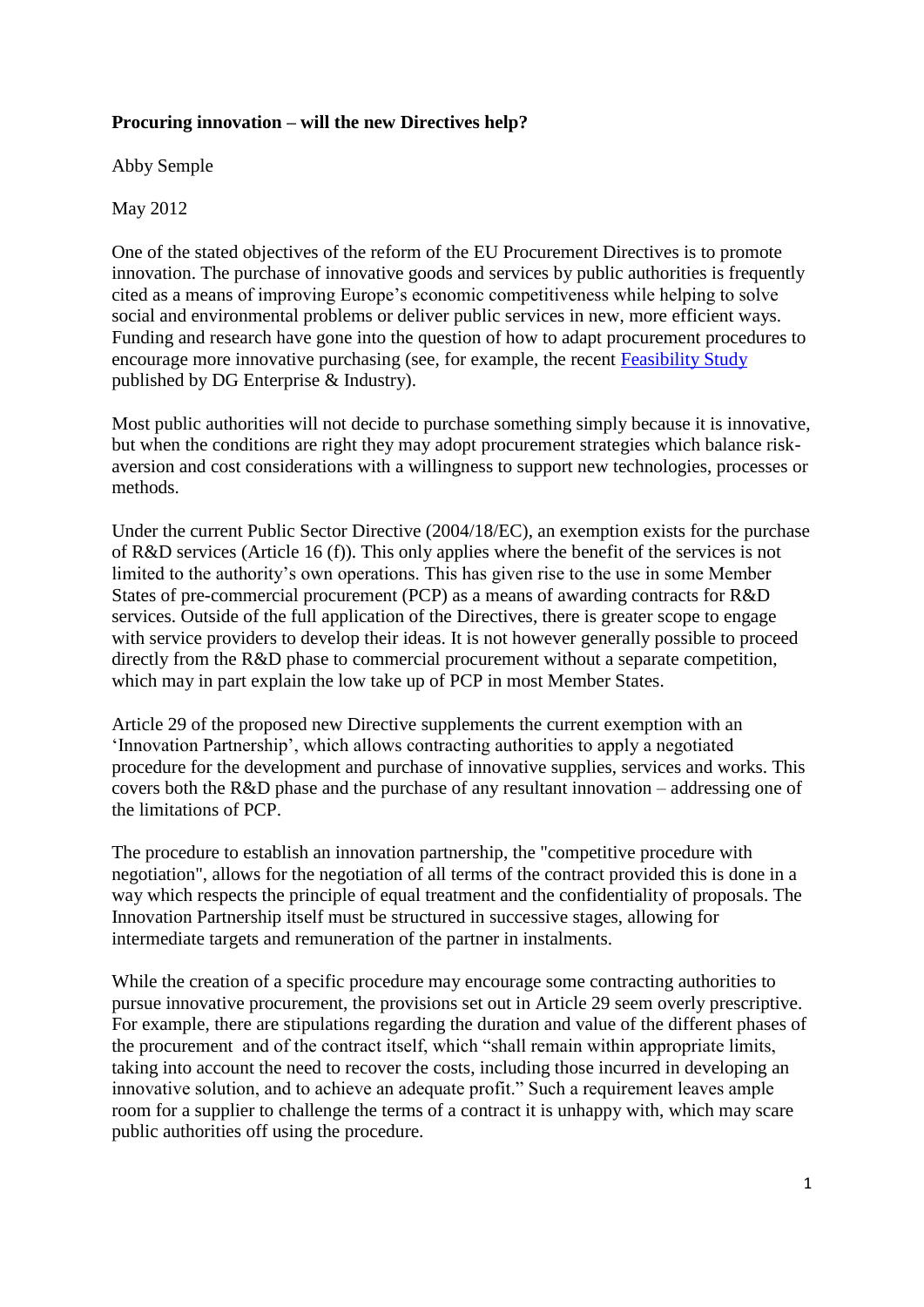**Procuring innovation – will the new Directives help?**

Abby Semple

May 2012

One of the stated objectives of the reform of the EU Procurement Directives is to promote innovation. The purchase of innovative goods and services by public authorities is frequently cited as a means of improving Europe's economic competitiveness while helping to solve social and environmental problems or deliver public services in new, more efficient ways. Funding and research have gone into the question of how to adapt procurement procedures to encourage more innovative purchasing (see, for example, the recent [Feasibility Study]() published by DG Enterprise & Industry).

Most public authorities will not decide to purchase something simply because it is innovative, but when the conditions are right they may adopt procurement strategies which balance risk-aversion and cost considerations with a willingness to support new technologies, processes or methods.

Under the current Public Sector Directive (2004/18/EC), an exemption exists for the purchase of R&D services (Article 16 (f)). This only applies where the benefit of the services is not limited to the authority's own operations. This has given rise to the use in some Member States of pre-commercial procurement (PCP) as a means of awarding contracts for R&D services. Outside of the full application of the Directives, there is greater scope to engage with service providers to develop their ideas. It is not however generally possible to proceed directly from the R&D phase to commercial procurement without a separate competition, which may in part explain the low take up of PCP in most Member States.

Article 29 of the proposed new Directive supplements the current exemption with an 'Innovation Partnership', which allows contracting authorities to apply a negotiated procedure for the development and purchase of innovative supplies, services and works. This covers both the R&D phase and the purchase of any resultant innovation – addressing one of the limitations of PCP.

The procedure to establish an innovation partnership, the "competitive procedure with negotiation", allows for the negotiation of all terms of the contract provided this is done in a way which respects the principle of equal treatment and the confidentiality of proposals. The Innovation Partnership itself must be structured in successive stages, allowing for intermediate targets and remuneration of the partner in instalments.

While the creation of a specific procedure may encourage some contracting authorities to pursue innovative procurement, the provisions set out in Article 29 seem overly prescriptive. For example, there are stipulations regarding the duration and value of the different phases of the procurement and of the contract itself, which "shall remain within appropriate limits, taking into account the need to recover the costs, including those incurred in developing an innovative solution, and to achieve an adequate profit." Such a requirement leaves ample room for a supplier to challenge the terms of a contract it is unhappy with, which may scare public authorities off using the procedure.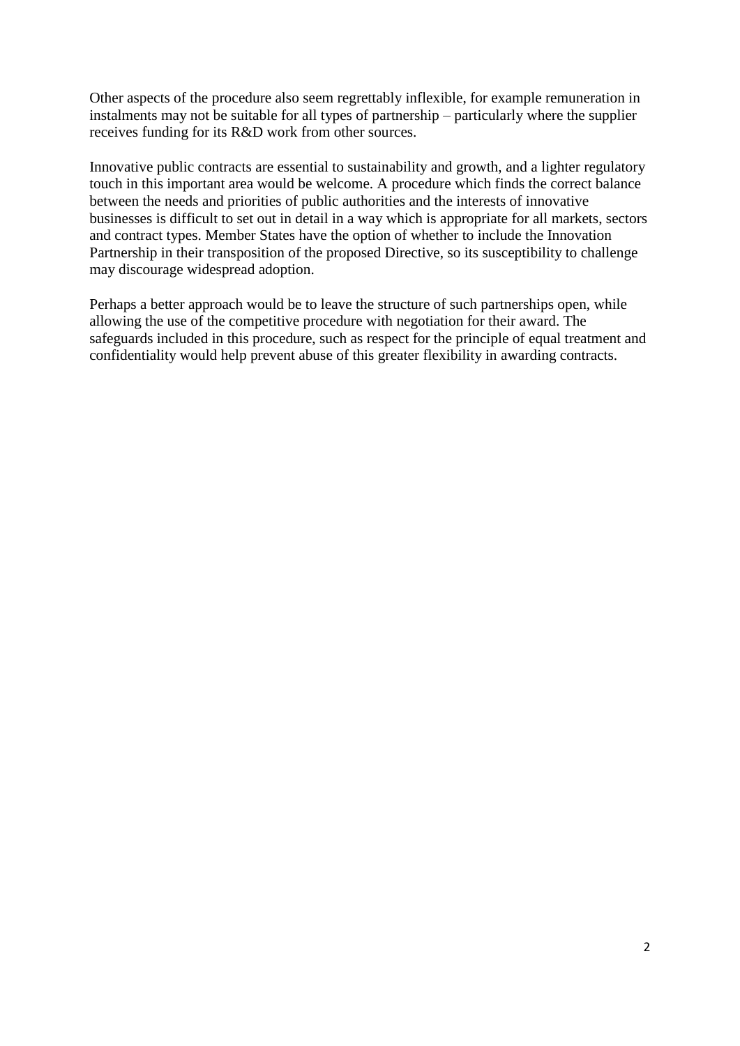Other aspects of the procedure also seem regrettably inflexible, for example remuneration in instalments may not be suitable for all types of partnership – particularly where the supplier receives funding for its R&D work from other sources.

Innovative public contracts are essential to sustainability and growth, and a lighter regulatory touch in this important area would be welcome. A procedure which finds the correct balance between the needs and priorities of public authorities and the interests of innovative businesses is difficult to set out in detail in a way which is appropriate for all markets, sectors and contract types. Member States have the option of whether to include the Innovation Partnership in their transposition of the proposed Directive, so its susceptibility to challenge may discourage widespread adoption.

Perhaps a better approach would be to leave the structure of such partnerships open, while allowing the use of the competitive procedure with negotiation for their award. The safeguards included in this procedure, such as respect for the principle of equal treatment and confidentiality would help prevent abuse of this greater flexibility in awarding contracts.